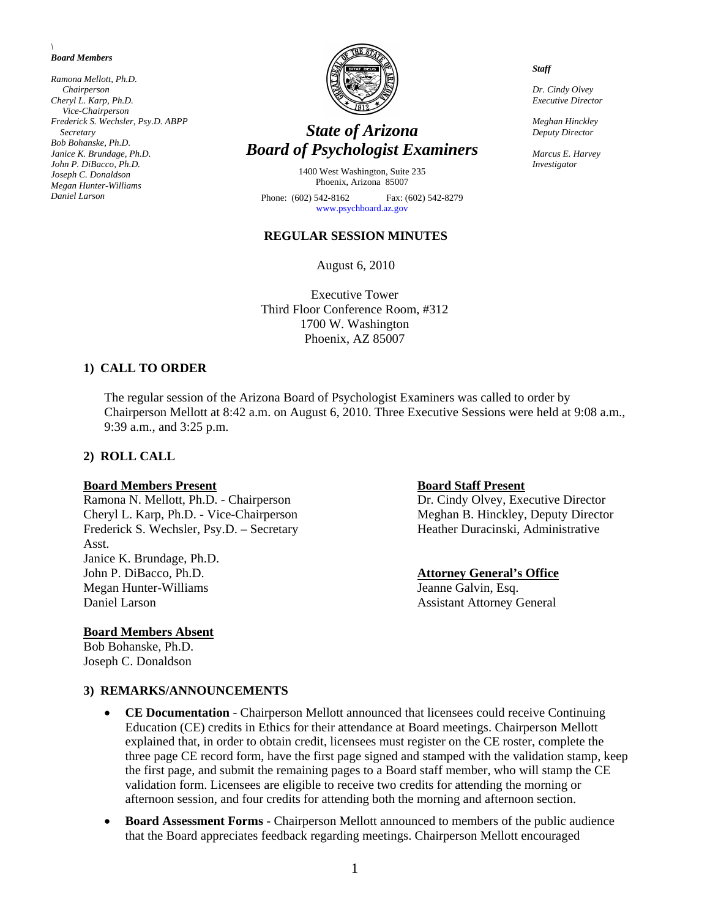\
***Board Members***

*Ramona Mellott, Ph.D.*
*Chairperson*
*Cheryl L. Karp, Ph.D.*
*Vice-Chairperson*
*Frederick S. Wechsler, Psy.D. ABPP*
*Secretary*
*Bob Bohanske, Ph.D.*
*Janice K. Brundage, Ph.D.*
*John P. DiBacco, Ph.D.*
*Joseph C. Donaldson*
*Megan Hunter-Williams*
*Daniel Larson*

# *State of Arizona*
# *Board of Psychologist Examiners*

1400 West Washington, Suite 235
Phoenix, Arizona 85007
Phone: (602) 542-8162 Fax: (602) 542-8279
www.psychboard.az.gov

***Staff***

*Dr. Cindy Olvey*
*Executive Director*

*Meghan Hinckley*
*Deputy Director*

*Marcus E. Harvey*
*Investigator*

## REGULAR SESSION MINUTES

August 6, 2010

Executive Tower
Third Floor Conference Room, #312
1700 W. Washington
Phoenix, AZ 85007

### 1) CALL TO ORDER

The regular session of the Arizona Board of Psychologist Examiners was called to order by Chairperson Mellott at 8:42 a.m. on August 6, 2010. Three Executive Sessions were held at 9:08 a.m., 9:39 a.m., and 3:25 p.m.

### 2) ROLL CALL

**Board Members Present**
Ramona N. Mellott, Ph.D. - Chairperson
Cheryl L. Karp, Ph.D. - Vice-Chairperson
Frederick S. Wechsler, Psy.D. – Secretary
Janice K. Brundage, Ph.D.
John P. DiBacco, Ph.D.
Megan Hunter-Williams
Daniel Larson

**Board Staff Present**
Dr. Cindy Olvey, Executive Director
Meghan B. Hinckley, Deputy Director
Heather Duracinski, Administrative Asst.

**Attorney General's Office**
Jeanne Galvin, Esq.
Assistant Attorney General

**Board Members Absent**
Bob Bohanske, Ph.D.
Joseph C. Donaldson

### 3) REMARKS/ANNOUNCEMENTS

- **CE Documentation** - Chairperson Mellott announced that licensees could receive Continuing Education (CE) credits in Ethics for their attendance at Board meetings. Chairperson Mellott explained that, in order to obtain credit, licensees must register on the CE roster, complete the three page CE record form, have the first page signed and stamped with the validation stamp, keep the first page, and submit the remaining pages to a Board staff member, who will stamp the CE validation form. Licensees are eligible to receive two credits for attending the morning or afternoon session, and four credits for attending both the morning and afternoon section.
- **Board Assessment Forms** - Chairperson Mellott announced to members of the public audience that the Board appreciates feedback regarding meetings. Chairperson Mellott encouraged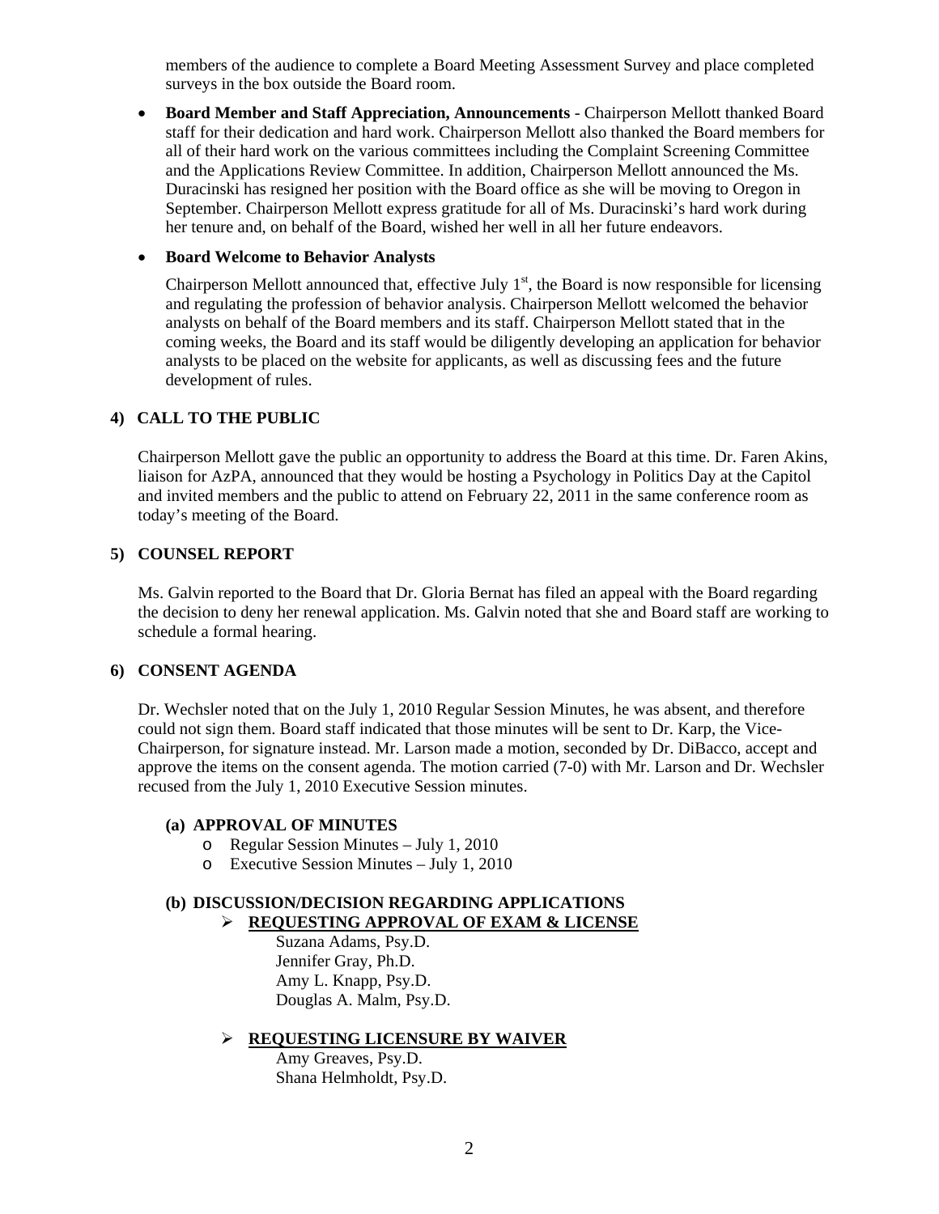members of the audience to complete a Board Meeting Assessment Survey and place completed surveys in the box outside the Board room.

- **Board Member and Staff Appreciation, Announcements** - Chairperson Mellott thanked Board staff for their dedication and hard work. Chairperson Mellott also thanked the Board members for all of their hard work on the various committees including the Complaint Screening Committee and the Applications Review Committee. In addition, Chairperson Mellott announced the Ms. Duracinski has resigned her position with the Board office as she will be moving to Oregon in September. Chairperson Mellott express gratitude for all of Ms. Duracinski's hard work during her tenure and, on behalf of the Board, wished her well in all her future endeavors.

- **Board Welcome to Behavior Analysts**

  Chairperson Mellott announced that, effective July 1st, the Board is now responsible for licensing and regulating the profession of behavior analysis. Chairperson Mellott welcomed the behavior analysts on behalf of the Board members and its staff. Chairperson Mellott stated that in the coming weeks, the Board and its staff would be diligently developing an application for behavior analysts to be placed on the website for applicants, as well as discussing fees and the future development of rules.

## 4) CALL TO THE PUBLIC

Chairperson Mellott gave the public an opportunity to address the Board at this time. Dr. Faren Akins, liaison for AzPA, announced that they would be hosting a Psychology in Politics Day at the Capitol and invited members and the public to attend on February 22, 2011 in the same conference room as today's meeting of the Board.

## 5) COUNSEL REPORT

Ms. Galvin reported to the Board that Dr. Gloria Bernat has filed an appeal with the Board regarding the decision to deny her renewal application. Ms. Galvin noted that she and Board staff are working to schedule a formal hearing.

## 6) CONSENT AGENDA

Dr. Wechsler noted that on the July 1, 2010 Regular Session Minutes, he was absent, and therefore could not sign them. Board staff indicated that those minutes will be sent to Dr. Karp, the Vice-Chairperson, for signature instead. Mr. Larson made a motion, seconded by Dr. DiBacco, accept and approve the items on the consent agenda. The motion carried (7-0) with Mr. Larson and Dr. Wechsler recused from the July 1, 2010 Executive Session minutes.

### (a) APPROVAL OF MINUTES

- Regular Session Minutes – July 1, 2010
- Executive Session Minutes – July 1, 2010

### (b) DISCUSSION/DECISION REGARDING APPLICATIONS

- **REQUESTING APPROVAL OF EXAM & LICENSE**

  Suzana Adams, Psy.D.
  Jennifer Gray, Ph.D.
  Amy L. Knapp, Psy.D.
  Douglas A. Malm, Psy.D.

- **REQUESTING LICENSURE BY WAIVER**

  Amy Greaves, Psy.D.
  Shana Helmholdt, Psy.D.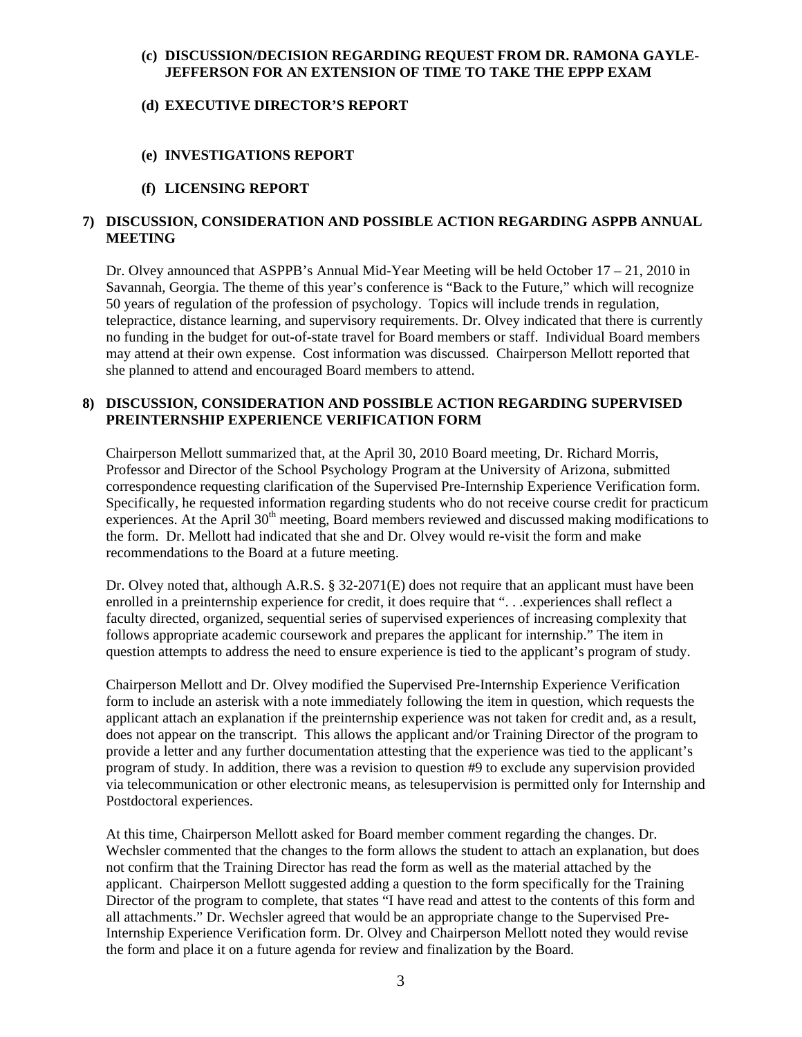**(c) DISCUSSION/DECISION REGARDING REQUEST FROM DR. RAMONA GAYLE-JEFFERSON FOR AN EXTENSION OF TIME TO TAKE THE EPPP EXAM**

**(d) EXECUTIVE DIRECTOR'S REPORT**

**(e) INVESTIGATIONS REPORT**

**(f) LICENSING REPORT**

**7) DISCUSSION, CONSIDERATION AND POSSIBLE ACTION REGARDING ASPPB ANNUAL MEETING**

Dr. Olvey announced that ASPPB's Annual Mid-Year Meeting will be held October 17 – 21, 2010 in Savannah, Georgia. The theme of this year's conference is "Back to the Future," which will recognize 50 years of regulation of the profession of psychology. Topics will include trends in regulation, telepractice, distance learning, and supervisory requirements. Dr. Olvey indicated that there is currently no funding in the budget for out-of-state travel for Board members or staff. Individual Board members may attend at their own expense. Cost information was discussed. Chairperson Mellott reported that she planned to attend and encouraged Board members to attend.

**8) DISCUSSION, CONSIDERATION AND POSSIBLE ACTION REGARDING SUPERVISED PREINTERNSHIP EXPERIENCE VERIFICATION FORM**

Chairperson Mellott summarized that, at the April 30, 2010 Board meeting, Dr. Richard Morris, Professor and Director of the School Psychology Program at the University of Arizona, submitted correspondence requesting clarification of the Supervised Pre-Internship Experience Verification form. Specifically, he requested information regarding students who do not receive course credit for practicum experiences. At the April 30th meeting, Board members reviewed and discussed making modifications to the form. Dr. Mellott had indicated that she and Dr. Olvey would re-visit the form and make recommendations to the Board at a future meeting.

Dr. Olvey noted that, although A.R.S. § 32-2071(E) does not require that an applicant must have been enrolled in a preinternship experience for credit, it does require that ". . .experiences shall reflect a faculty directed, organized, sequential series of supervised experiences of increasing complexity that follows appropriate academic coursework and prepares the applicant for internship." The item in question attempts to address the need to ensure experience is tied to the applicant's program of study.

Chairperson Mellott and Dr. Olvey modified the Supervised Pre-Internship Experience Verification form to include an asterisk with a note immediately following the item in question, which requests the applicant attach an explanation if the preinternship experience was not taken for credit and, as a result, does not appear on the transcript. This allows the applicant and/or Training Director of the program to provide a letter and any further documentation attesting that the experience was tied to the applicant's program of study. In addition, there was a revision to question #9 to exclude any supervision provided via telecommunication or other electronic means, as telesupervision is permitted only for Internship and Postdoctoral experiences.

At this time, Chairperson Mellott asked for Board member comment regarding the changes. Dr. Wechsler commented that the changes to the form allows the student to attach an explanation, but does not confirm that the Training Director has read the form as well as the material attached by the applicant. Chairperson Mellott suggested adding a question to the form specifically for the Training Director of the program to complete, that states "I have read and attest to the contents of this form and all attachments." Dr. Wechsler agreed that would be an appropriate change to the Supervised Pre-Internship Experience Verification form. Dr. Olvey and Chairperson Mellott noted they would revise the form and place it on a future agenda for review and finalization by the Board.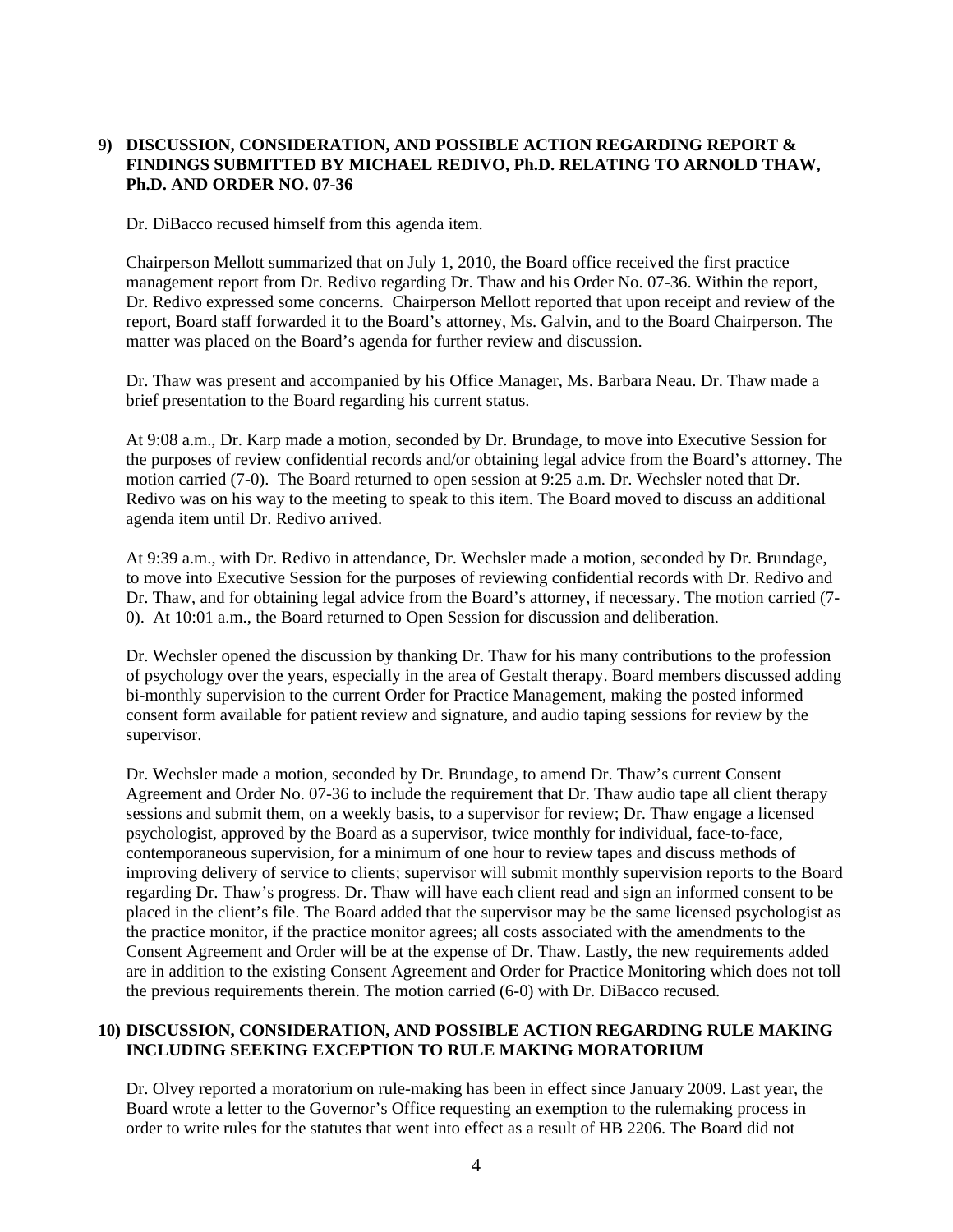**9) DISCUSSION, CONSIDERATION, AND POSSIBLE ACTION REGARDING REPORT & FINDINGS SUBMITTED BY MICHAEL REDIVO, Ph.D. RELATING TO ARNOLD THAW, Ph.D. AND ORDER NO. 07-36**

Dr. DiBacco recused himself from this agenda item.

Chairperson Mellott summarized that on July 1, 2010, the Board office received the first practice management report from Dr. Redivo regarding Dr. Thaw and his Order No. 07-36. Within the report, Dr. Redivo expressed some concerns. Chairperson Mellott reported that upon receipt and review of the report, Board staff forwarded it to the Board's attorney, Ms. Galvin, and to the Board Chairperson. The matter was placed on the Board's agenda for further review and discussion.

Dr. Thaw was present and accompanied by his Office Manager, Ms. Barbara Neau. Dr. Thaw made a brief presentation to the Board regarding his current status.

At 9:08 a.m., Dr. Karp made a motion, seconded by Dr. Brundage, to move into Executive Session for the purposes of review confidential records and/or obtaining legal advice from the Board's attorney. The motion carried (7-0). The Board returned to open session at 9:25 a.m. Dr. Wechsler noted that Dr. Redivo was on his way to the meeting to speak to this item. The Board moved to discuss an additional agenda item until Dr. Redivo arrived.

At 9:39 a.m., with Dr. Redivo in attendance, Dr. Wechsler made a motion, seconded by Dr. Brundage, to move into Executive Session for the purposes of reviewing confidential records with Dr. Redivo and Dr. Thaw, and for obtaining legal advice from the Board's attorney, if necessary. The motion carried (7-0). At 10:01 a.m., the Board returned to Open Session for discussion and deliberation.

Dr. Wechsler opened the discussion by thanking Dr. Thaw for his many contributions to the profession of psychology over the years, especially in the area of Gestalt therapy. Board members discussed adding bi-monthly supervision to the current Order for Practice Management, making the posted informed consent form available for patient review and signature, and audio taping sessions for review by the supervisor.

Dr. Wechsler made a motion, seconded by Dr. Brundage, to amend Dr. Thaw's current Consent Agreement and Order No. 07-36 to include the requirement that Dr. Thaw audio tape all client therapy sessions and submit them, on a weekly basis, to a supervisor for review; Dr. Thaw engage a licensed psychologist, approved by the Board as a supervisor, twice monthly for individual, face-to-face, contemporaneous supervision, for a minimum of one hour to review tapes and discuss methods of improving delivery of service to clients; supervisor will submit monthly supervision reports to the Board regarding Dr. Thaw's progress. Dr. Thaw will have each client read and sign an informed consent to be placed in the client's file. The Board added that the supervisor may be the same licensed psychologist as the practice monitor, if the practice monitor agrees; all costs associated with the amendments to the Consent Agreement and Order will be at the expense of Dr. Thaw. Lastly, the new requirements added are in addition to the existing Consent Agreement and Order for Practice Monitoring which does not toll the previous requirements therein. The motion carried (6-0) with Dr. DiBacco recused.

**10) DISCUSSION, CONSIDERATION, AND POSSIBLE ACTION REGARDING RULE MAKING INCLUDING SEEKING EXCEPTION TO RULE MAKING MORATORIUM**

Dr. Olvey reported a moratorium on rule-making has been in effect since January 2009. Last year, the Board wrote a letter to the Governor's Office requesting an exemption to the rulemaking process in order to write rules for the statutes that went into effect as a result of HB 2206. The Board did not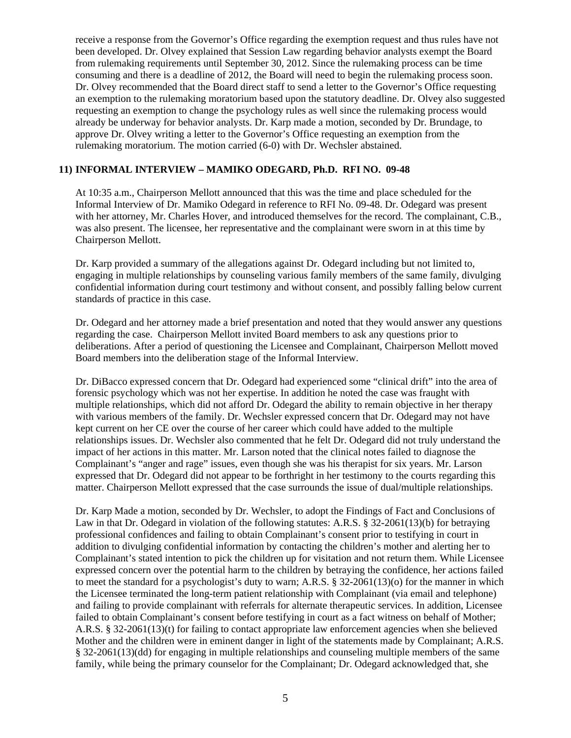receive a response from the Governor's Office regarding the exemption request and thus rules have not been developed. Dr. Olvey explained that Session Law regarding behavior analysts exempt the Board from rulemaking requirements until September 30, 2012. Since the rulemaking process can be time consuming and there is a deadline of 2012, the Board will need to begin the rulemaking process soon. Dr. Olvey recommended that the Board direct staff to send a letter to the Governor's Office requesting an exemption to the rulemaking moratorium based upon the statutory deadline. Dr. Olvey also suggested requesting an exemption to change the psychology rules as well since the rulemaking process would already be underway for behavior analysts. Dr. Karp made a motion, seconded by Dr. Brundage, to approve Dr. Olvey writing a letter to the Governor's Office requesting an exemption from the rulemaking moratorium. The motion carried (6-0) with Dr. Wechsler abstained.

## 11) INFORMAL INTERVIEW – MAMIKO ODEGARD, Ph.D. RFI NO. 09-48

At 10:35 a.m., Chairperson Mellott announced that this was the time and place scheduled for the Informal Interview of Dr. Mamiko Odegard in reference to RFI No. 09-48. Dr. Odegard was present with her attorney, Mr. Charles Hover, and introduced themselves for the record. The complainant, C.B., was also present. The licensee, her representative and the complainant were sworn in at this time by Chairperson Mellott.

Dr. Karp provided a summary of the allegations against Dr. Odegard including but not limited to, engaging in multiple relationships by counseling various family members of the same family, divulging confidential information during court testimony and without consent, and possibly falling below current standards of practice in this case.

Dr. Odegard and her attorney made a brief presentation and noted that they would answer any questions regarding the case. Chairperson Mellott invited Board members to ask any questions prior to deliberations. After a period of questioning the Licensee and Complainant, Chairperson Mellott moved Board members into the deliberation stage of the Informal Interview.

Dr. DiBacco expressed concern that Dr. Odegard had experienced some "clinical drift" into the area of forensic psychology which was not her expertise. In addition he noted the case was fraught with multiple relationships, which did not afford Dr. Odegard the ability to remain objective in her therapy with various members of the family. Dr. Wechsler expressed concern that Dr. Odegard may not have kept current on her CE over the course of her career which could have added to the multiple relationships issues. Dr. Wechsler also commented that he felt Dr. Odegard did not truly understand the impact of her actions in this matter. Mr. Larson noted that the clinical notes failed to diagnose the Complainant's "anger and rage" issues, even though she was his therapist for six years. Mr. Larson expressed that Dr. Odegard did not appear to be forthright in her testimony to the courts regarding this matter. Chairperson Mellott expressed that the case surrounds the issue of dual/multiple relationships.

Dr. Karp Made a motion, seconded by Dr. Wechsler, to adopt the Findings of Fact and Conclusions of Law in that Dr. Odegard in violation of the following statutes: A.R.S. § 32-2061(13)(b) for betraying professional confidences and failing to obtain Complainant's consent prior to testifying in court in addition to divulging confidential information by contacting the children's mother and alerting her to Complainant's stated intention to pick the children up for visitation and not return them. While Licensee expressed concern over the potential harm to the children by betraying the confidence, her actions failed to meet the standard for a psychologist's duty to warn; A.R.S. § 32-2061(13)(o) for the manner in which the Licensee terminated the long-term patient relationship with Complainant (via email and telephone) and failing to provide complainant with referrals for alternate therapeutic services. In addition, Licensee failed to obtain Complainant's consent before testifying in court as a fact witness on behalf of Mother; A.R.S. § 32-2061(13)(t) for failing to contact appropriate law enforcement agencies when she believed Mother and the children were in eminent danger in light of the statements made by Complainant; A.R.S. § 32-2061(13)(dd) for engaging in multiple relationships and counseling multiple members of the same family, while being the primary counselor for the Complainant; Dr. Odegard acknowledged that, she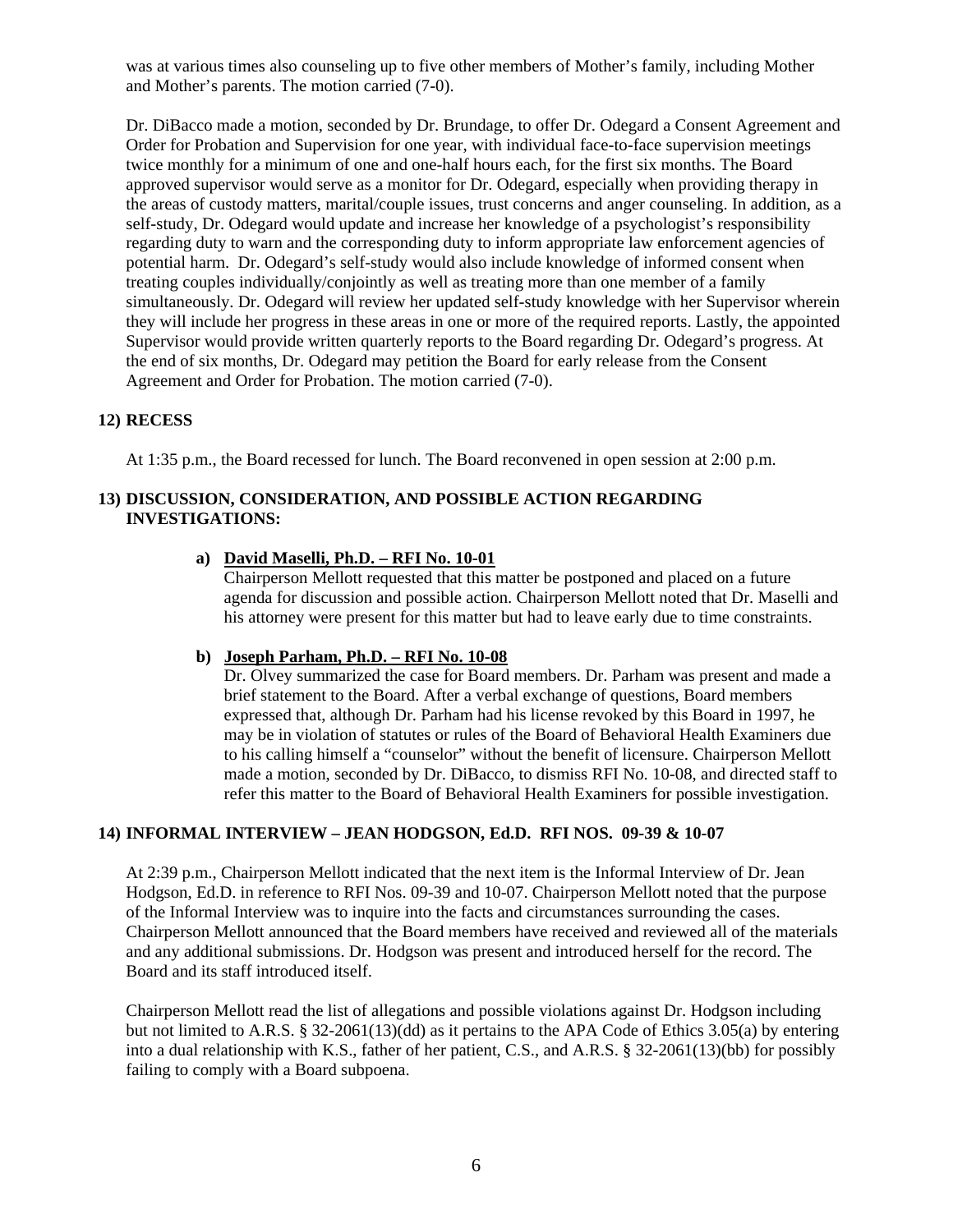was at various times also counseling up to five other members of Mother's family, including Mother and Mother's parents. The motion carried (7-0).

Dr. DiBacco made a motion, seconded by Dr. Brundage, to offer Dr. Odegard a Consent Agreement and Order for Probation and Supervision for one year, with individual face-to-face supervision meetings twice monthly for a minimum of one and one-half hours each, for the first six months. The Board approved supervisor would serve as a monitor for Dr. Odegard, especially when providing therapy in the areas of custody matters, marital/couple issues, trust concerns and anger counseling. In addition, as a self-study, Dr. Odegard would update and increase her knowledge of a psychologist's responsibility regarding duty to warn and the corresponding duty to inform appropriate law enforcement agencies of potential harm. Dr. Odegard's self-study would also include knowledge of informed consent when treating couples individually/conjointly as well as treating more than one member of a family simultaneously. Dr. Odegard will review her updated self-study knowledge with her Supervisor wherein they will include her progress in these areas in one or more of the required reports. Lastly, the appointed Supervisor would provide written quarterly reports to the Board regarding Dr. Odegard's progress. At the end of six months, Dr. Odegard may petition the Board for early release from the Consent Agreement and Order for Probation. The motion carried (7-0).

### 12) RECESS

At 1:35 p.m., the Board recessed for lunch. The Board reconvened in open session at 2:00 p.m.

### 13) DISCUSSION, CONSIDERATION, AND POSSIBLE ACTION REGARDING INVESTIGATIONS:

**a) David Maselli, Ph.D. – RFI No. 10-01**

Chairperson Mellott requested that this matter be postponed and placed on a future agenda for discussion and possible action. Chairperson Mellott noted that Dr. Maselli and his attorney were present for this matter but had to leave early due to time constraints.

**b) Joseph Parham, Ph.D. – RFI No. 10-08**

Dr. Olvey summarized the case for Board members. Dr. Parham was present and made a brief statement to the Board. After a verbal exchange of questions, Board members expressed that, although Dr. Parham had his license revoked by this Board in 1997, he may be in violation of statutes or rules of the Board of Behavioral Health Examiners due to his calling himself a "counselor" without the benefit of licensure. Chairperson Mellott made a motion, seconded by Dr. DiBacco, to dismiss RFI No. 10-08, and directed staff to refer this matter to the Board of Behavioral Health Examiners for possible investigation.

### 14) INFORMAL INTERVIEW – JEAN HODGSON, Ed.D. RFI NOS. 09-39 & 10-07

At 2:39 p.m., Chairperson Mellott indicated that the next item is the Informal Interview of Dr. Jean Hodgson, Ed.D. in reference to RFI Nos. 09-39 and 10-07. Chairperson Mellott noted that the purpose of the Informal Interview was to inquire into the facts and circumstances surrounding the cases. Chairperson Mellott announced that the Board members have received and reviewed all of the materials and any additional submissions. Dr. Hodgson was present and introduced herself for the record. The Board and its staff introduced itself.

Chairperson Mellott read the list of allegations and possible violations against Dr. Hodgson including but not limited to A.R.S. § 32-2061(13)(dd) as it pertains to the APA Code of Ethics 3.05(a) by entering into a dual relationship with K.S., father of her patient, C.S., and A.R.S. § 32-2061(13)(bb) for possibly failing to comply with a Board subpoena.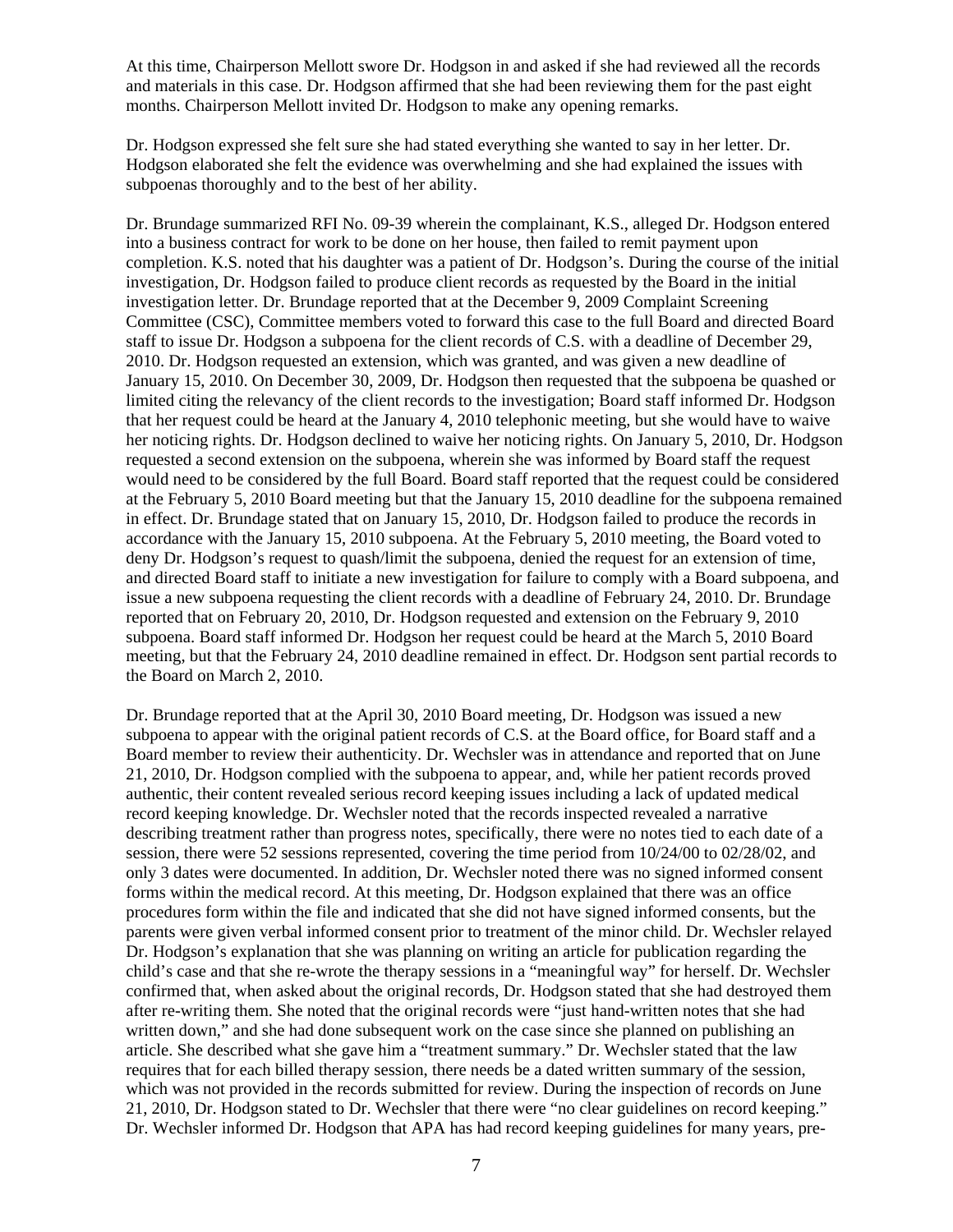At this time, Chairperson Mellott swore Dr. Hodgson in and asked if she had reviewed all the records and materials in this case. Dr. Hodgson affirmed that she had been reviewing them for the past eight months. Chairperson Mellott invited Dr. Hodgson to make any opening remarks.

Dr. Hodgson expressed she felt sure she had stated everything she wanted to say in her letter. Dr. Hodgson elaborated she felt the evidence was overwhelming and she had explained the issues with subpoenas thoroughly and to the best of her ability.

Dr. Brundage summarized RFI No. 09-39 wherein the complainant, K.S., alleged Dr. Hodgson entered into a business contract for work to be done on her house, then failed to remit payment upon completion. K.S. noted that his daughter was a patient of Dr. Hodgson's. During the course of the initial investigation, Dr. Hodgson failed to produce client records as requested by the Board in the initial investigation letter. Dr. Brundage reported that at the December 9, 2009 Complaint Screening Committee (CSC), Committee members voted to forward this case to the full Board and directed Board staff to issue Dr. Hodgson a subpoena for the client records of C.S. with a deadline of December 29, 2010. Dr. Hodgson requested an extension, which was granted, and was given a new deadline of January 15, 2010. On December 30, 2009, Dr. Hodgson then requested that the subpoena be quashed or limited citing the relevancy of the client records to the investigation; Board staff informed Dr. Hodgson that her request could be heard at the January 4, 2010 telephonic meeting, but she would have to waive her noticing rights. Dr. Hodgson declined to waive her noticing rights. On January 5, 2010, Dr. Hodgson requested a second extension on the subpoena, wherein she was informed by Board staff the request would need to be considered by the full Board. Board staff reported that the request could be considered at the February 5, 2010 Board meeting but that the January 15, 2010 deadline for the subpoena remained in effect. Dr. Brundage stated that on January 15, 2010, Dr. Hodgson failed to produce the records in accordance with the January 15, 2010 subpoena. At the February 5, 2010 meeting, the Board voted to deny Dr. Hodgson's request to quash/limit the subpoena, denied the request for an extension of time, and directed Board staff to initiate a new investigation for failure to comply with a Board subpoena, and issue a new subpoena requesting the client records with a deadline of February 24, 2010. Dr. Brundage reported that on February 20, 2010, Dr. Hodgson requested and extension on the February 9, 2010 subpoena. Board staff informed Dr. Hodgson her request could be heard at the March 5, 2010 Board meeting, but that the February 24, 2010 deadline remained in effect. Dr. Hodgson sent partial records to the Board on March 2, 2010.

Dr. Brundage reported that at the April 30, 2010 Board meeting, Dr. Hodgson was issued a new subpoena to appear with the original patient records of C.S. at the Board office, for Board staff and a Board member to review their authenticity. Dr. Wechsler was in attendance and reported that on June 21, 2010, Dr. Hodgson complied with the subpoena to appear, and, while her patient records proved authentic, their content revealed serious record keeping issues including a lack of updated medical record keeping knowledge. Dr. Wechsler noted that the records inspected revealed a narrative describing treatment rather than progress notes, specifically, there were no notes tied to each date of a session, there were 52 sessions represented, covering the time period from 10/24/00 to 02/28/02, and only 3 dates were documented. In addition, Dr. Wechsler noted there was no signed informed consent forms within the medical record. At this meeting, Dr. Hodgson explained that there was an office procedures form within the file and indicated that she did not have signed informed consents, but the parents were given verbal informed consent prior to treatment of the minor child. Dr. Wechsler relayed Dr. Hodgson's explanation that she was planning on writing an article for publication regarding the child's case and that she re-wrote the therapy sessions in a "meaningful way" for herself. Dr. Wechsler confirmed that, when asked about the original records, Dr. Hodgson stated that she had destroyed them after re-writing them. She noted that the original records were "just hand-written notes that she had written down," and she had done subsequent work on the case since she planned on publishing an article. She described what she gave him a "treatment summary." Dr. Wechsler stated that the law requires that for each billed therapy session, there needs be a dated written summary of the session, which was not provided in the records submitted for review. During the inspection of records on June 21, 2010, Dr. Hodgson stated to Dr. Wechsler that there were "no clear guidelines on record keeping." Dr. Wechsler informed Dr. Hodgson that APA has had record keeping guidelines for many years, pre-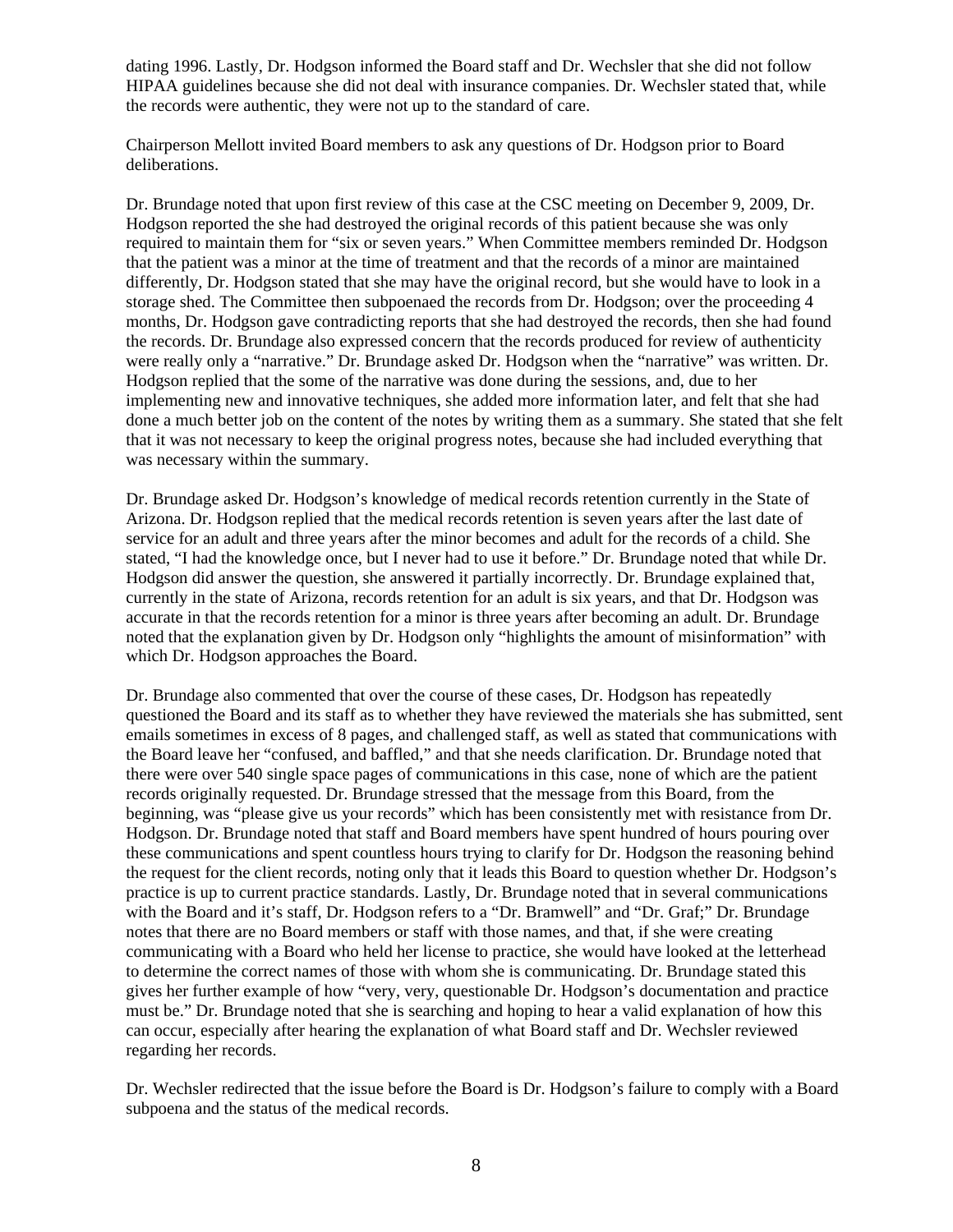dating 1996. Lastly, Dr. Hodgson informed the Board staff and Dr. Wechsler that she did not follow HIPAA guidelines because she did not deal with insurance companies. Dr. Wechsler stated that, while the records were authentic, they were not up to the standard of care.

Chairperson Mellott invited Board members to ask any questions of Dr. Hodgson prior to Board deliberations.

Dr. Brundage noted that upon first review of this case at the CSC meeting on December 9, 2009, Dr. Hodgson reported the she had destroyed the original records of this patient because she was only required to maintain them for "six or seven years." When Committee members reminded Dr. Hodgson that the patient was a minor at the time of treatment and that the records of a minor are maintained differently, Dr. Hodgson stated that she may have the original record, but she would have to look in a storage shed. The Committee then subpoenaed the records from Dr. Hodgson; over the proceeding 4 months, Dr. Hodgson gave contradicting reports that she had destroyed the records, then she had found the records. Dr. Brundage also expressed concern that the records produced for review of authenticity were really only a "narrative." Dr. Brundage asked Dr. Hodgson when the "narrative" was written. Dr. Hodgson replied that the some of the narrative was done during the sessions, and, due to her implementing new and innovative techniques, she added more information later, and felt that she had done a much better job on the content of the notes by writing them as a summary. She stated that she felt that it was not necessary to keep the original progress notes, because she had included everything that was necessary within the summary.

Dr. Brundage asked Dr. Hodgson's knowledge of medical records retention currently in the State of Arizona. Dr. Hodgson replied that the medical records retention is seven years after the last date of service for an adult and three years after the minor becomes and adult for the records of a child. She stated, "I had the knowledge once, but I never had to use it before." Dr. Brundage noted that while Dr. Hodgson did answer the question, she answered it partially incorrectly. Dr. Brundage explained that, currently in the state of Arizona, records retention for an adult is six years, and that Dr. Hodgson was accurate in that the records retention for a minor is three years after becoming an adult. Dr. Brundage noted that the explanation given by Dr. Hodgson only "highlights the amount of misinformation" with which Dr. Hodgson approaches the Board.

Dr. Brundage also commented that over the course of these cases, Dr. Hodgson has repeatedly questioned the Board and its staff as to whether they have reviewed the materials she has submitted, sent emails sometimes in excess of 8 pages, and challenged staff, as well as stated that communications with the Board leave her "confused, and baffled," and that she needs clarification. Dr. Brundage noted that there were over 540 single space pages of communications in this case, none of which are the patient records originally requested. Dr. Brundage stressed that the message from this Board, from the beginning, was "please give us your records" which has been consistently met with resistance from Dr. Hodgson. Dr. Brundage noted that staff and Board members have spent hundred of hours pouring over these communications and spent countless hours trying to clarify for Dr. Hodgson the reasoning behind the request for the client records, noting only that it leads this Board to question whether Dr. Hodgson's practice is up to current practice standards. Lastly, Dr. Brundage noted that in several communications with the Board and it's staff, Dr. Hodgson refers to a "Dr. Bramwell" and "Dr. Graf;" Dr. Brundage notes that there are no Board members or staff with those names, and that, if she were creating communicating with a Board who held her license to practice, she would have looked at the letterhead to determine the correct names of those with whom she is communicating. Dr. Brundage stated this gives her further example of how "very, very, questionable Dr. Hodgson's documentation and practice must be." Dr. Brundage noted that she is searching and hoping to hear a valid explanation of how this can occur, especially after hearing the explanation of what Board staff and Dr. Wechsler reviewed regarding her records.

Dr. Wechsler redirected that the issue before the Board is Dr. Hodgson's failure to comply with a Board subpoena and the status of the medical records.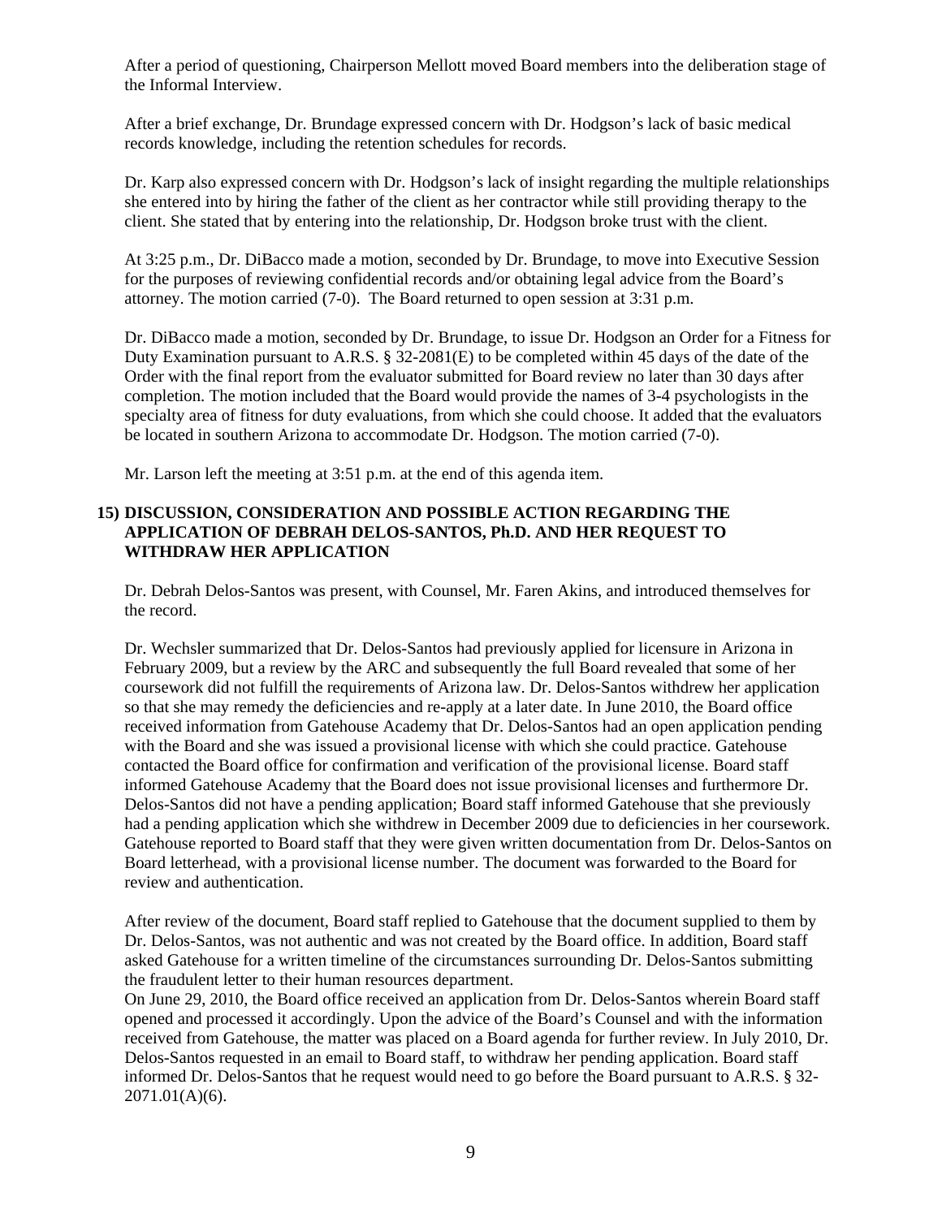After a period of questioning, Chairperson Mellott moved Board members into the deliberation stage of the Informal Interview.

After a brief exchange, Dr. Brundage expressed concern with Dr. Hodgson's lack of basic medical records knowledge, including the retention schedules for records.

Dr. Karp also expressed concern with Dr. Hodgson's lack of insight regarding the multiple relationships she entered into by hiring the father of the client as her contractor while still providing therapy to the client. She stated that by entering into the relationship, Dr. Hodgson broke trust with the client.

At 3:25 p.m., Dr. DiBacco made a motion, seconded by Dr. Brundage, to move into Executive Session for the purposes of reviewing confidential records and/or obtaining legal advice from the Board's attorney. The motion carried (7-0). The Board returned to open session at 3:31 p.m.

Dr. DiBacco made a motion, seconded by Dr. Brundage, to issue Dr. Hodgson an Order for a Fitness for Duty Examination pursuant to A.R.S. § 32-2081(E) to be completed within 45 days of the date of the Order with the final report from the evaluator submitted for Board review no later than 30 days after completion. The motion included that the Board would provide the names of 3-4 psychologists in the specialty area of fitness for duty evaluations, from which she could choose. It added that the evaluators be located in southern Arizona to accommodate Dr. Hodgson. The motion carried (7-0).

Mr. Larson left the meeting at 3:51 p.m. at the end of this agenda item.

## 15) DISCUSSION, CONSIDERATION AND POSSIBLE ACTION REGARDING THE APPLICATION OF DEBRAH DELOS-SANTOS, Ph.D. AND HER REQUEST TO WITHDRAW HER APPLICATION

Dr. Debrah Delos-Santos was present, with Counsel, Mr. Faren Akins, and introduced themselves for the record.

Dr. Wechsler summarized that Dr. Delos-Santos had previously applied for licensure in Arizona in February 2009, but a review by the ARC and subsequently the full Board revealed that some of her coursework did not fulfill the requirements of Arizona law. Dr. Delos-Santos withdrew her application so that she may remedy the deficiencies and re-apply at a later date. In June 2010, the Board office received information from Gatehouse Academy that Dr. Delos-Santos had an open application pending with the Board and she was issued a provisional license with which she could practice. Gatehouse contacted the Board office for confirmation and verification of the provisional license. Board staff informed Gatehouse Academy that the Board does not issue provisional licenses and furthermore Dr. Delos-Santos did not have a pending application; Board staff informed Gatehouse that she previously had a pending application which she withdrew in December 2009 due to deficiencies in her coursework. Gatehouse reported to Board staff that they were given written documentation from Dr. Delos-Santos on Board letterhead, with a provisional license number. The document was forwarded to the Board for review and authentication.

After review of the document, Board staff replied to Gatehouse that the document supplied to them by Dr. Delos-Santos, was not authentic and was not created by the Board office. In addition, Board staff asked Gatehouse for a written timeline of the circumstances surrounding Dr. Delos-Santos submitting the fraudulent letter to their human resources department.
On June 29, 2010, the Board office received an application from Dr. Delos-Santos wherein Board staff opened and processed it accordingly. Upon the advice of the Board's Counsel and with the information received from Gatehouse, the matter was placed on a Board agenda for further review. In July 2010, Dr. Delos-Santos requested in an email to Board staff, to withdraw her pending application. Board staff informed Dr. Delos-Santos that he request would need to go before the Board pursuant to A.R.S. § 32-2071.01(A)(6).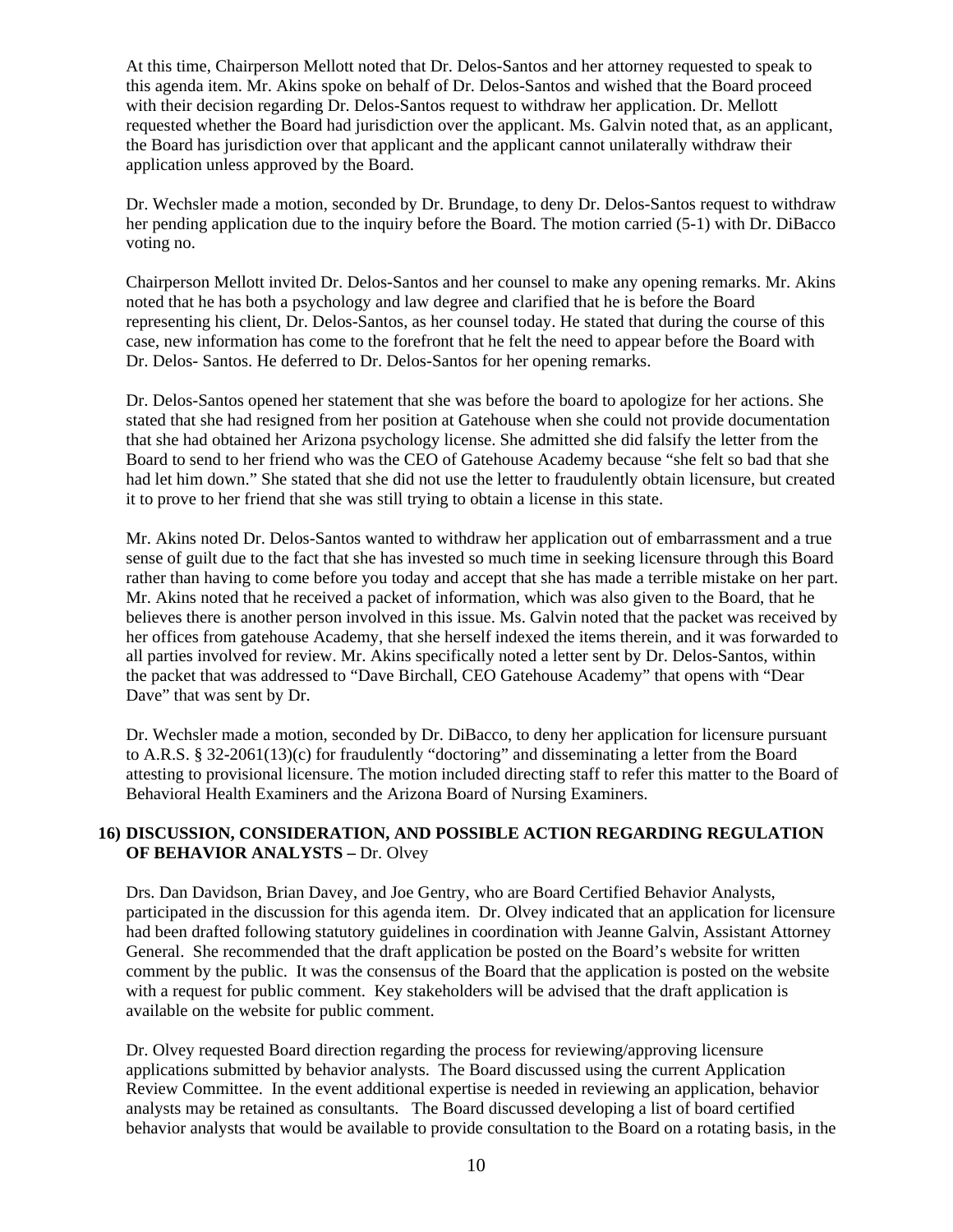At this time, Chairperson Mellott noted that Dr. Delos-Santos and her attorney requested to speak to this agenda item. Mr. Akins spoke on behalf of Dr. Delos-Santos and wished that the Board proceed with their decision regarding Dr. Delos-Santos request to withdraw her application. Dr. Mellott requested whether the Board had jurisdiction over the applicant. Ms. Galvin noted that, as an applicant, the Board has jurisdiction over that applicant and the applicant cannot unilaterally withdraw their application unless approved by the Board.

Dr. Wechsler made a motion, seconded by Dr. Brundage, to deny Dr. Delos-Santos request to withdraw her pending application due to the inquiry before the Board. The motion carried (5-1) with Dr. DiBacco voting no.

Chairperson Mellott invited Dr. Delos-Santos and her counsel to make any opening remarks. Mr. Akins noted that he has both a psychology and law degree and clarified that he is before the Board representing his client, Dr. Delos-Santos, as her counsel today. He stated that during the course of this case, new information has come to the forefront that he felt the need to appear before the Board with Dr. Delos- Santos. He deferred to Dr. Delos-Santos for her opening remarks.

Dr. Delos-Santos opened her statement that she was before the board to apologize for her actions. She stated that she had resigned from her position at Gatehouse when she could not provide documentation that she had obtained her Arizona psychology license. She admitted she did falsify the letter from the Board to send to her friend who was the CEO of Gatehouse Academy because "she felt so bad that she had let him down." She stated that she did not use the letter to fraudulently obtain licensure, but created it to prove to her friend that she was still trying to obtain a license in this state.

Mr. Akins noted Dr. Delos-Santos wanted to withdraw her application out of embarrassment and a true sense of guilt due to the fact that she has invested so much time in seeking licensure through this Board rather than having to come before you today and accept that she has made a terrible mistake on her part. Mr. Akins noted that he received a packet of information, which was also given to the Board, that he believes there is another person involved in this issue. Ms. Galvin noted that the packet was received by her offices from gatehouse Academy, that she herself indexed the items therein, and it was forwarded to all parties involved for review. Mr. Akins specifically noted a letter sent by Dr. Delos-Santos, within the packet that was addressed to "Dave Birchall, CEO Gatehouse Academy" that opens with "Dear Dave" that was sent by Dr.

Dr. Wechsler made a motion, seconded by Dr. DiBacco, to deny her application for licensure pursuant to A.R.S. § 32-2061(13)(c) for fraudulently "doctoring" and disseminating a letter from the Board attesting to provisional licensure. The motion included directing staff to refer this matter to the Board of Behavioral Health Examiners and the Arizona Board of Nursing Examiners.

**16) DISCUSSION, CONSIDERATION, AND POSSIBLE ACTION REGARDING REGULATION OF BEHAVIOR ANALYSTS –** Dr. Olvey

Drs. Dan Davidson, Brian Davey, and Joe Gentry, who are Board Certified Behavior Analysts, participated in the discussion for this agenda item. Dr. Olvey indicated that an application for licensure had been drafted following statutory guidelines in coordination with Jeanne Galvin, Assistant Attorney General. She recommended that the draft application be posted on the Board's website for written comment by the public. It was the consensus of the Board that the application is posted on the website with a request for public comment. Key stakeholders will be advised that the draft application is available on the website for public comment.

Dr. Olvey requested Board direction regarding the process for reviewing/approving licensure applications submitted by behavior analysts. The Board discussed using the current Application Review Committee. In the event additional expertise is needed in reviewing an application, behavior analysts may be retained as consultants. The Board discussed developing a list of board certified behavior analysts that would be available to provide consultation to the Board on a rotating basis, in the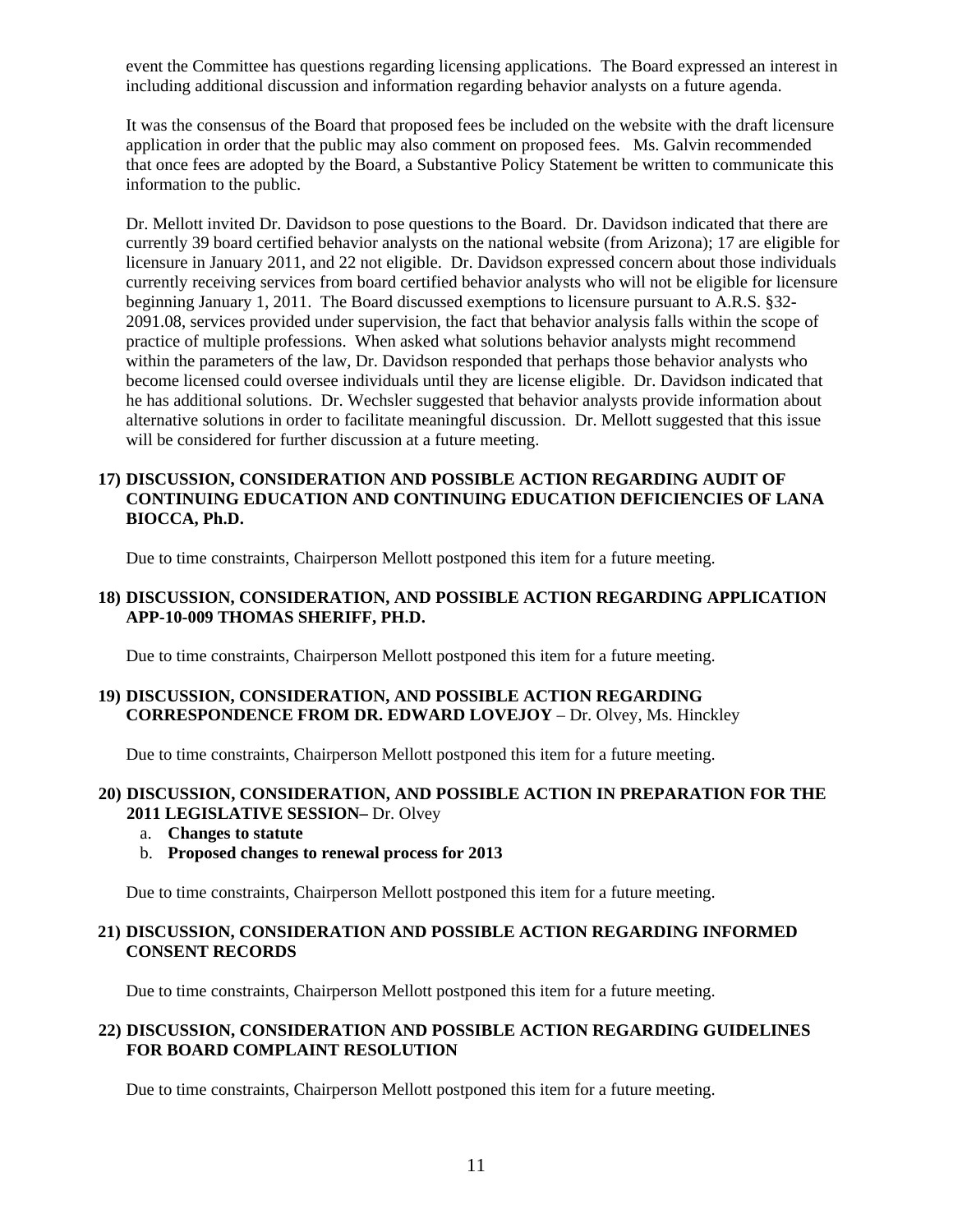event the Committee has questions regarding licensing applications. The Board expressed an interest in including additional discussion and information regarding behavior analysts on a future agenda.

It was the consensus of the Board that proposed fees be included on the website with the draft licensure application in order that the public may also comment on proposed fees. Ms. Galvin recommended that once fees are adopted by the Board, a Substantive Policy Statement be written to communicate this information to the public.

Dr. Mellott invited Dr. Davidson to pose questions to the Board. Dr. Davidson indicated that there are currently 39 board certified behavior analysts on the national website (from Arizona); 17 are eligible for licensure in January 2011, and 22 not eligible. Dr. Davidson expressed concern about those individuals currently receiving services from board certified behavior analysts who will not be eligible for licensure beginning January 1, 2011. The Board discussed exemptions to licensure pursuant to A.R.S. §32-2091.08, services provided under supervision, the fact that behavior analysis falls within the scope of practice of multiple professions. When asked what solutions behavior analysts might recommend within the parameters of the law, Dr. Davidson responded that perhaps those behavior analysts who become licensed could oversee individuals until they are license eligible. Dr. Davidson indicated that he has additional solutions. Dr. Wechsler suggested that behavior analysts provide information about alternative solutions in order to facilitate meaningful discussion. Dr. Mellott suggested that this issue will be considered for further discussion at a future meeting.

**17) DISCUSSION, CONSIDERATION AND POSSIBLE ACTION REGARDING AUDIT OF CONTINUING EDUCATION AND CONTINUING EDUCATION DEFICIENCIES OF LANA BIOCCA, Ph.D.**

Due to time constraints, Chairperson Mellott postponed this item for a future meeting.

**18) DISCUSSION, CONSIDERATION, AND POSSIBLE ACTION REGARDING APPLICATION APP-10-009 THOMAS SHERIFF, PH.D.**

Due to time constraints, Chairperson Mellott postponed this item for a future meeting.

**19) DISCUSSION, CONSIDERATION, AND POSSIBLE ACTION REGARDING CORRESPONDENCE FROM DR. EDWARD LOVEJOY** – Dr. Olvey, Ms. Hinckley

Due to time constraints, Chairperson Mellott postponed this item for a future meeting.

**20) DISCUSSION, CONSIDERATION, AND POSSIBLE ACTION IN PREPARATION FOR THE 2011 LEGISLATIVE SESSION–** Dr. Olvey

a. **Changes to statute**
b. **Proposed changes to renewal process for 2013**

Due to time constraints, Chairperson Mellott postponed this item for a future meeting.

**21) DISCUSSION, CONSIDERATION AND POSSIBLE ACTION REGARDING INFORMED CONSENT RECORDS**

Due to time constraints, Chairperson Mellott postponed this item for a future meeting.

**22) DISCUSSION, CONSIDERATION AND POSSIBLE ACTION REGARDING GUIDELINES FOR BOARD COMPLAINT RESOLUTION**

Due to time constraints, Chairperson Mellott postponed this item for a future meeting.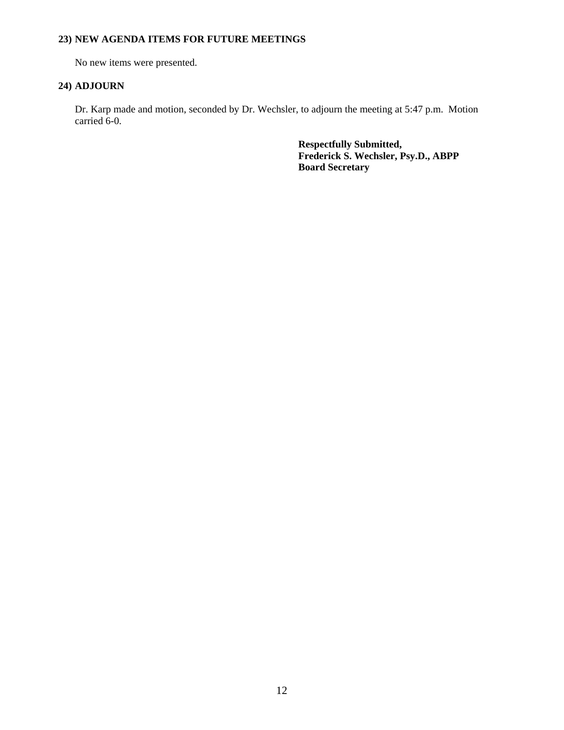### 23) NEW AGENDA ITEMS FOR FUTURE MEETINGS

No new items were presented.

### 24) ADJOURN

Dr. Karp made and motion, seconded by Dr. Wechsler, to adjourn the meeting at 5:47 p.m. Motion carried 6-0.

**Respectfully Submitted,**
**Frederick S. Wechsler, Psy.D., ABPP**
**Board Secretary**